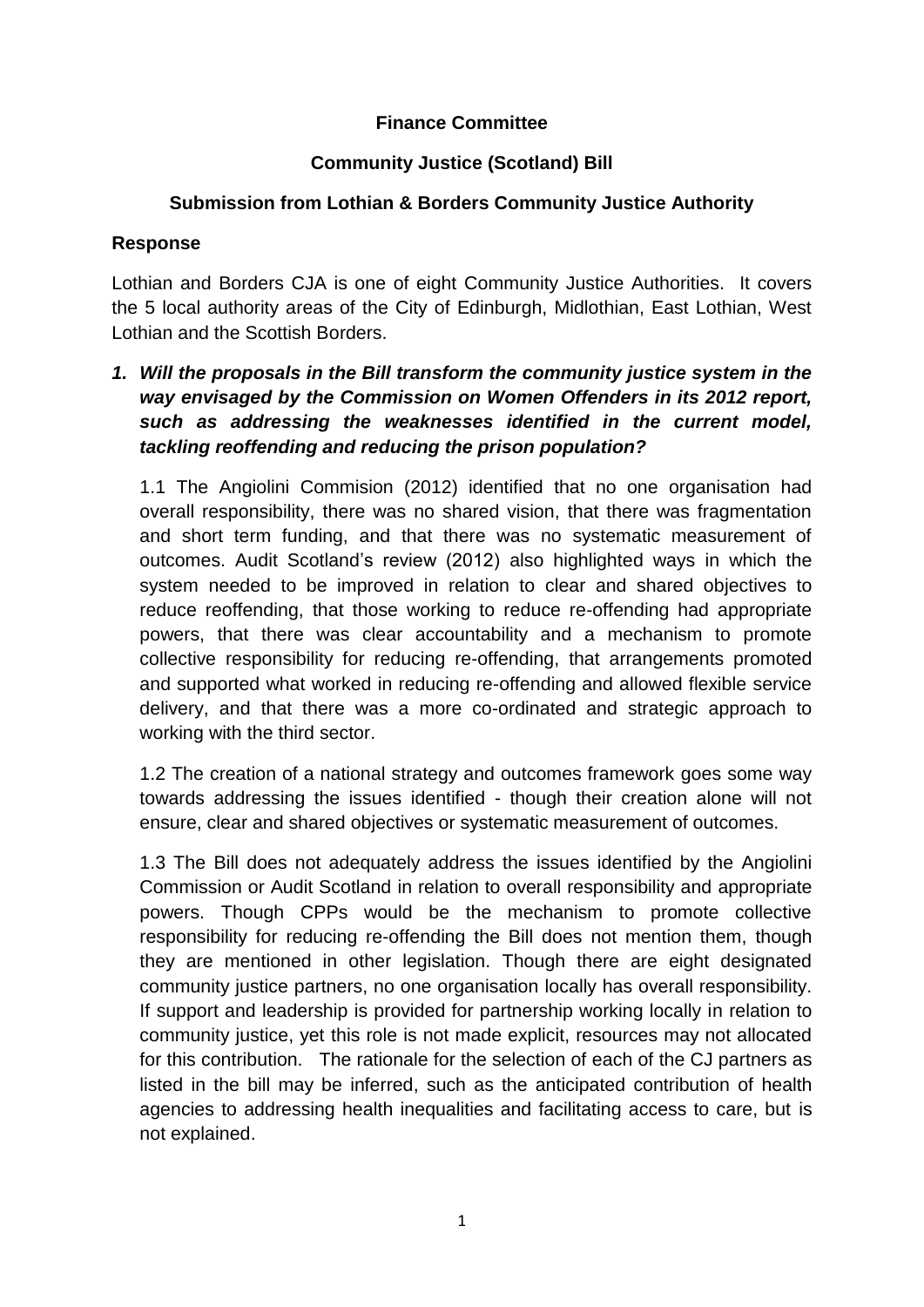**Finance Committee**

**Community Justice (Scotland) Bill**

**Submission from Lothian & Borders Community Justice Authority**

**Response**

Lothian and Borders CJA is one of eight Community Justice Authorities. It covers the 5 local authority areas of the City of Edinburgh, Midlothian, East Lothian, West Lothian and the Scottish Borders.

1. ***Will the proposals in the Bill transform the community justice system in the way envisaged by the Commission on Women Offenders in its 2012 report, such as addressing the weaknesses identified in the current model, tackling reoffending and reducing the prison population?***

1.1 The Angiolini Commision (2012) identified that no one organisation had overall responsibility, there was no shared vision, that there was fragmentation and short term funding, and that there was no systematic measurement of outcomes. Audit Scotland's review (2012) also highlighted ways in which the system needed to be improved in relation to clear and shared objectives to reduce reoffending, that those working to reduce re-offending had appropriate powers, that there was clear accountability and a mechanism to promote collective responsibility for reducing re-offending, that arrangements promoted and supported what worked in reducing re-offending and allowed flexible service delivery, and that there was a more co-ordinated and strategic approach to working with the third sector.

1.2 The creation of a national strategy and outcomes framework goes some way towards addressing the issues identified - though their creation alone will not ensure, clear and shared objectives or systematic measurement of outcomes.

1.3 The Bill does not adequately address the issues identified by the Angiolini Commission or Audit Scotland in relation to overall responsibility and appropriate powers. Though CPPs would be the mechanism to promote collective responsibility for reducing re-offending the Bill does not mention them, though they are mentioned in other legislation. Though there are eight designated community justice partners, no one organisation locally has overall responsibility. If support and leadership is provided for partnership working locally in relation to community justice, yet this role is not made explicit, resources may not allocated for this contribution. The rationale for the selection of each of the CJ partners as listed in the bill may be inferred, such as the anticipated contribution of health agencies to addressing health inequalities and facilitating access to care, but is not explained.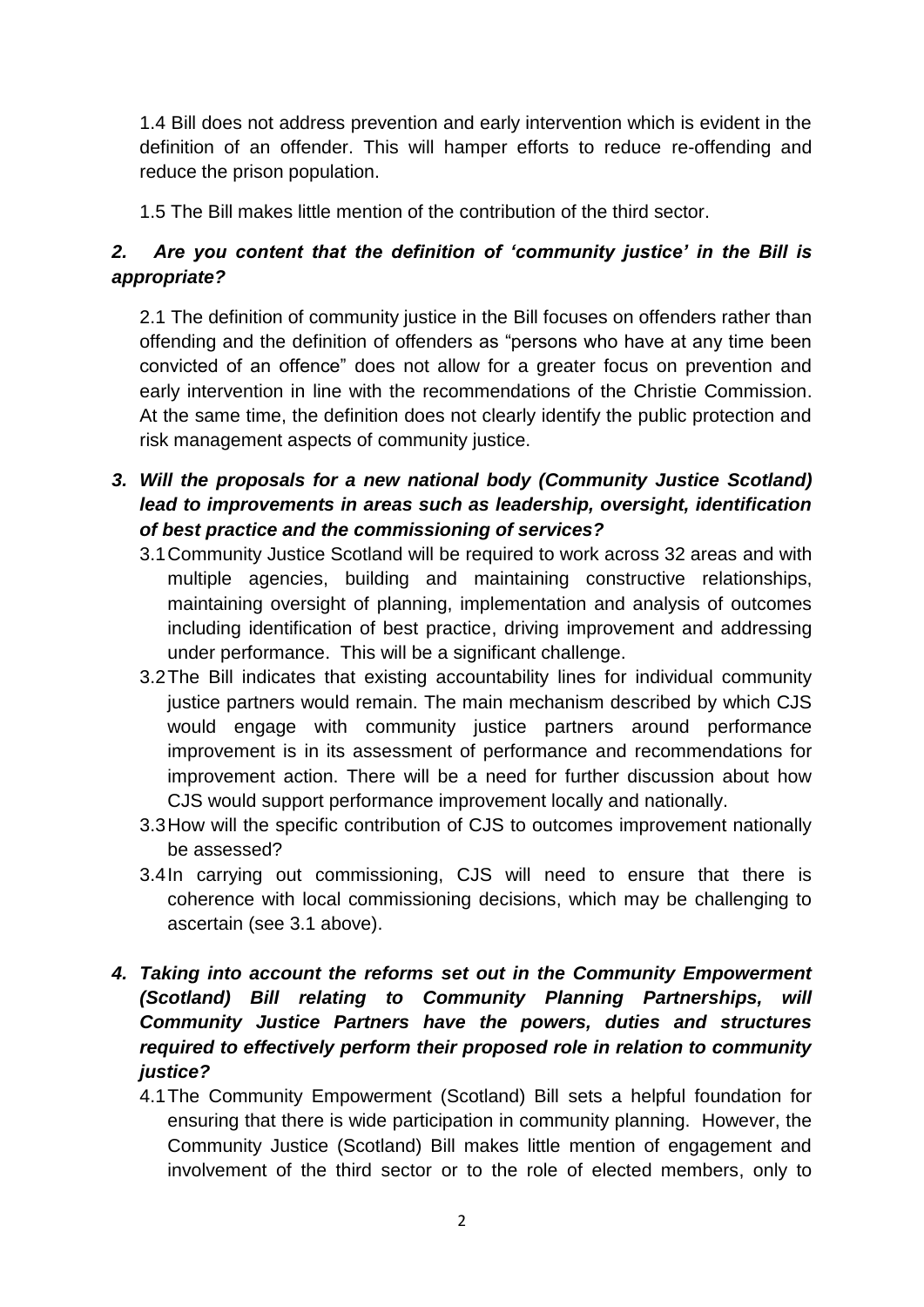1.4 Bill does not address prevention and early intervention which is evident in the definition of an offender. This will hamper efforts to reduce re-offending and reduce the prison population.

1.5 The Bill makes little mention of the contribution of the third sector.

***2. Are you content that the definition of 'community justice' in the Bill is appropriate?***

2.1 The definition of community justice in the Bill focuses on offenders rather than offending and the definition of offenders as "persons who have at any time been convicted of an offence" does not allow for a greater focus on prevention and early intervention in line with the recommendations of the Christie Commission. At the same time, the definition does not clearly identify the public protection and risk management aspects of community justice.

***3. Will the proposals for a new national body (Community Justice Scotland) lead to improvements in areas such as leadership, oversight, identification of best practice and the commissioning of services?***

3.1 Community Justice Scotland will be required to work across 32 areas and with multiple agencies, building and maintaining constructive relationships, maintaining oversight of planning, implementation and analysis of outcomes including identification of best practice, driving improvement and addressing under performance. This will be a significant challenge.

3.2 The Bill indicates that existing accountability lines for individual community justice partners would remain. The main mechanism described by which CJS would engage with community justice partners around performance improvement is in its assessment of performance and recommendations for improvement action. There will be a need for further discussion about how CJS would support performance improvement locally and nationally.

3.3 How will the specific contribution of CJS to outcomes improvement nationally be assessed?

3.4 In carrying out commissioning, CJS will need to ensure that there is coherence with local commissioning decisions, which may be challenging to ascertain (see 3.1 above).

***4. Taking into account the reforms set out in the Community Empowerment (Scotland) Bill relating to Community Planning Partnerships, will Community Justice Partners have the powers, duties and structures required to effectively perform their proposed role in relation to community justice?***

4.1 The Community Empowerment (Scotland) Bill sets a helpful foundation for ensuring that there is wide participation in community planning. However, the Community Justice (Scotland) Bill makes little mention of engagement and involvement of the third sector or to the role of elected members, only to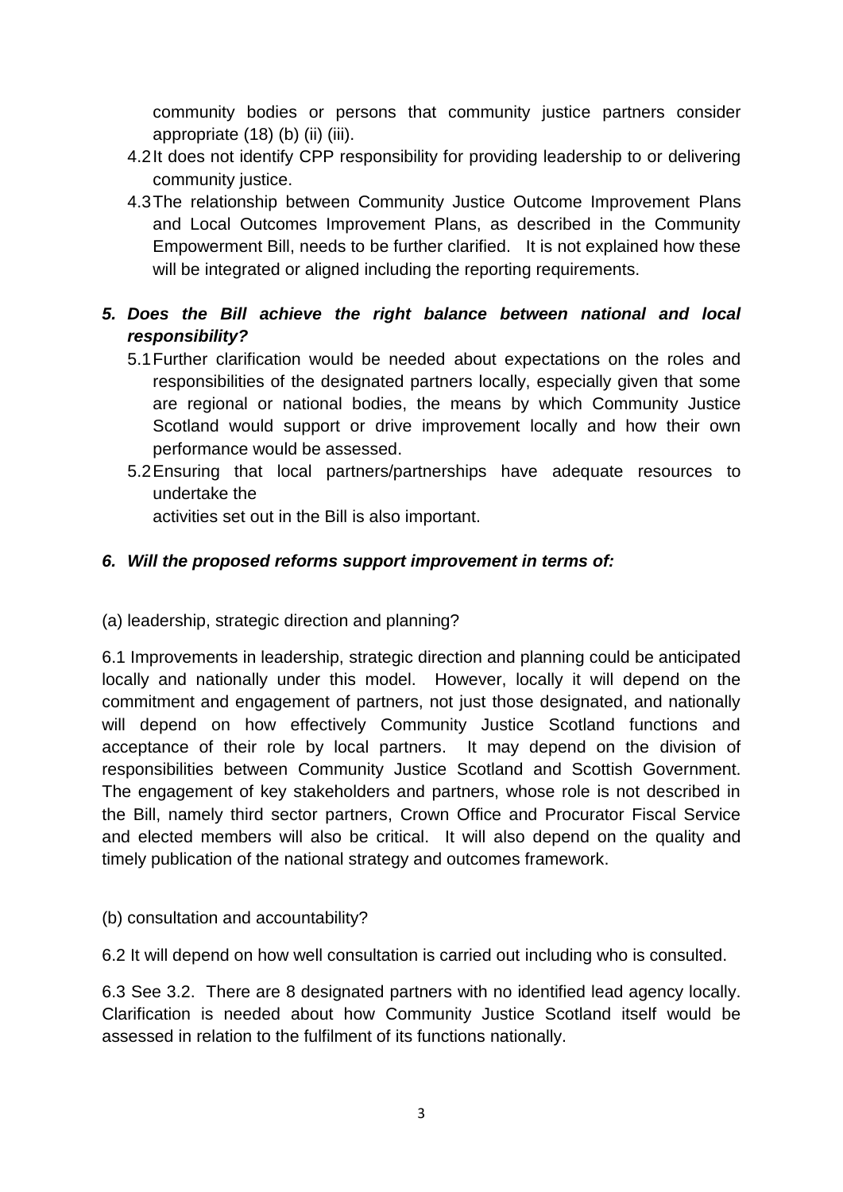community bodies or persons that community justice partners consider appropriate (18) (b) (ii) (iii).

4.2 It does not identify CPP responsibility for providing leadership to or delivering community justice.

4.3 The relationship between Community Justice Outcome Improvement Plans and Local Outcomes Improvement Plans, as described in the Community Empowerment Bill, needs to be further clarified. It is not explained how these will be integrated or aligned including the reporting requirements.

***5. Does the Bill achieve the right balance between national and local responsibility?***

5.1 Further clarification would be needed about expectations on the roles and responsibilities of the designated partners locally, especially given that some are regional or national bodies, the means by which Community Justice Scotland would support or drive improvement locally and how their own performance would be assessed.

5.2 Ensuring that local partners/partnerships have adequate resources to undertake the
activities set out in the Bill is also important.

***6. Will the proposed reforms support improvement in terms of:***

(a) leadership, strategic direction and planning?

6.1 Improvements in leadership, strategic direction and planning could be anticipated locally and nationally under this model. However, locally it will depend on the commitment and engagement of partners, not just those designated, and nationally will depend on how effectively Community Justice Scotland functions and acceptance of their role by local partners. It may depend on the division of responsibilities between Community Justice Scotland and Scottish Government. The engagement of key stakeholders and partners, whose role is not described in the Bill, namely third sector partners, Crown Office and Procurator Fiscal Service and elected members will also be critical. It will also depend on the quality and timely publication of the national strategy and outcomes framework.

(b) consultation and accountability?

6.2 It will depend on how well consultation is carried out including who is consulted.

6.3 See 3.2. There are 8 designated partners with no identified lead agency locally. Clarification is needed about how Community Justice Scotland itself would be assessed in relation to the fulfilment of its functions nationally.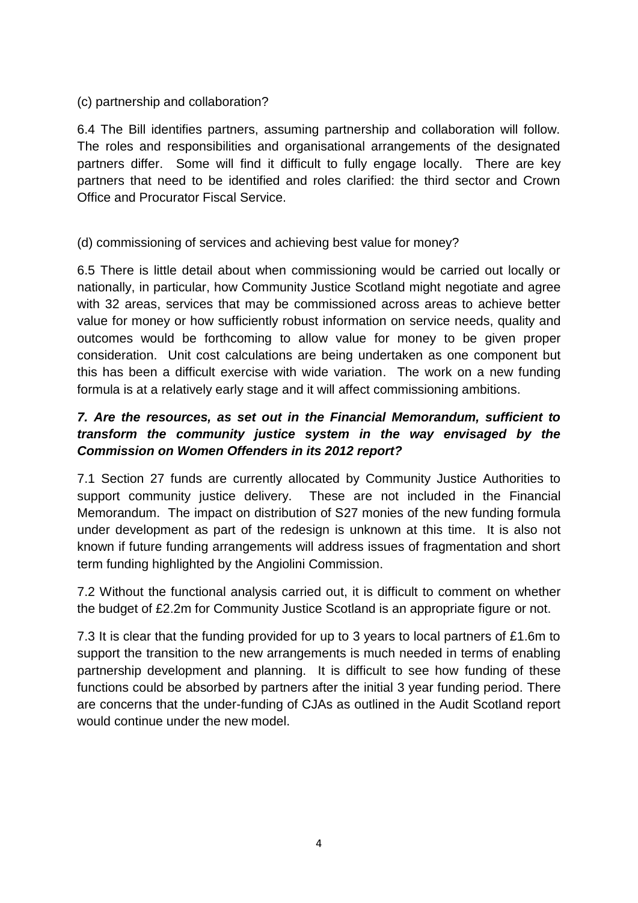(c) partnership and collaboration?

6.4 The Bill identifies partners, assuming partnership and collaboration will follow. The roles and responsibilities and organisational arrangements of the designated partners differ. Some will find it difficult to fully engage locally. There are key partners that need to be identified and roles clarified: the third sector and Crown Office and Procurator Fiscal Service.

(d) commissioning of services and achieving best value for money?

6.5 There is little detail about when commissioning would be carried out locally or nationally, in particular, how Community Justice Scotland might negotiate and agree with 32 areas, services that may be commissioned across areas to achieve better value for money or how sufficiently robust information on service needs, quality and outcomes would be forthcoming to allow value for money to be given proper consideration. Unit cost calculations are being undertaken as one component but this has been a difficult exercise with wide variation. The work on a new funding formula is at a relatively early stage and it will affect commissioning ambitions.

***7. Are the resources, as set out in the Financial Memorandum, sufficient to transform the community justice system in the way envisaged by the Commission on Women Offenders in its 2012 report?***

7.1 Section 27 funds are currently allocated by Community Justice Authorities to support community justice delivery. These are not included in the Financial Memorandum. The impact on distribution of S27 monies of the new funding formula under development as part of the redesign is unknown at this time. It is also not known if future funding arrangements will address issues of fragmentation and short term funding highlighted by the Angiolini Commission.

7.2 Without the functional analysis carried out, it is difficult to comment on whether the budget of £2.2m for Community Justice Scotland is an appropriate figure or not.

7.3 It is clear that the funding provided for up to 3 years to local partners of £1.6m to support the transition to the new arrangements is much needed in terms of enabling partnership development and planning. It is difficult to see how funding of these functions could be absorbed by partners after the initial 3 year funding period. There are concerns that the under-funding of CJAs as outlined in the Audit Scotland report would continue under the new model.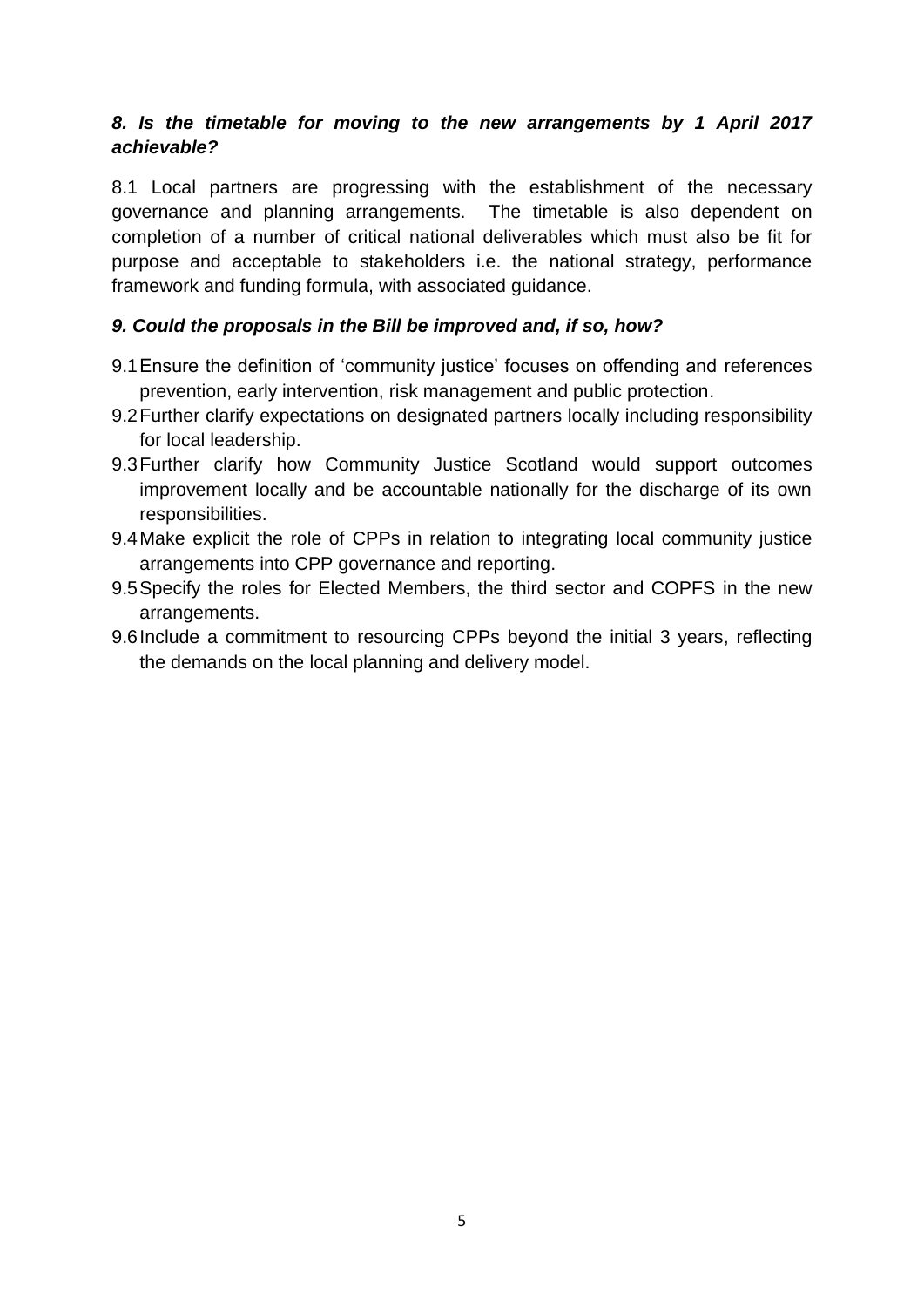***8. Is the timetable for moving to the new arrangements by 1 April 2017 achievable?***

8.1 Local partners are progressing with the establishment of the necessary governance and planning arrangements. The timetable is also dependent on completion of a number of critical national deliverables which must also be fit for purpose and acceptable to stakeholders i.e. the national strategy, performance framework and funding formula, with associated guidance.

***9. Could the proposals in the Bill be improved and, if so, how?***

9.1 Ensure the definition of 'community justice' focuses on offending and references prevention, early intervention, risk management and public protection.

9.2 Further clarify expectations on designated partners locally including responsibility for local leadership.

9.3 Further clarify how Community Justice Scotland would support outcomes improvement locally and be accountable nationally for the discharge of its own responsibilities.

9.4 Make explicit the role of CPPs in relation to integrating local community justice arrangements into CPP governance and reporting.

9.5 Specify the roles for Elected Members, the third sector and COPFS in the new arrangements.

9.6 Include a commitment to resourcing CPPs beyond the initial 3 years, reflecting the demands on the local planning and delivery model.